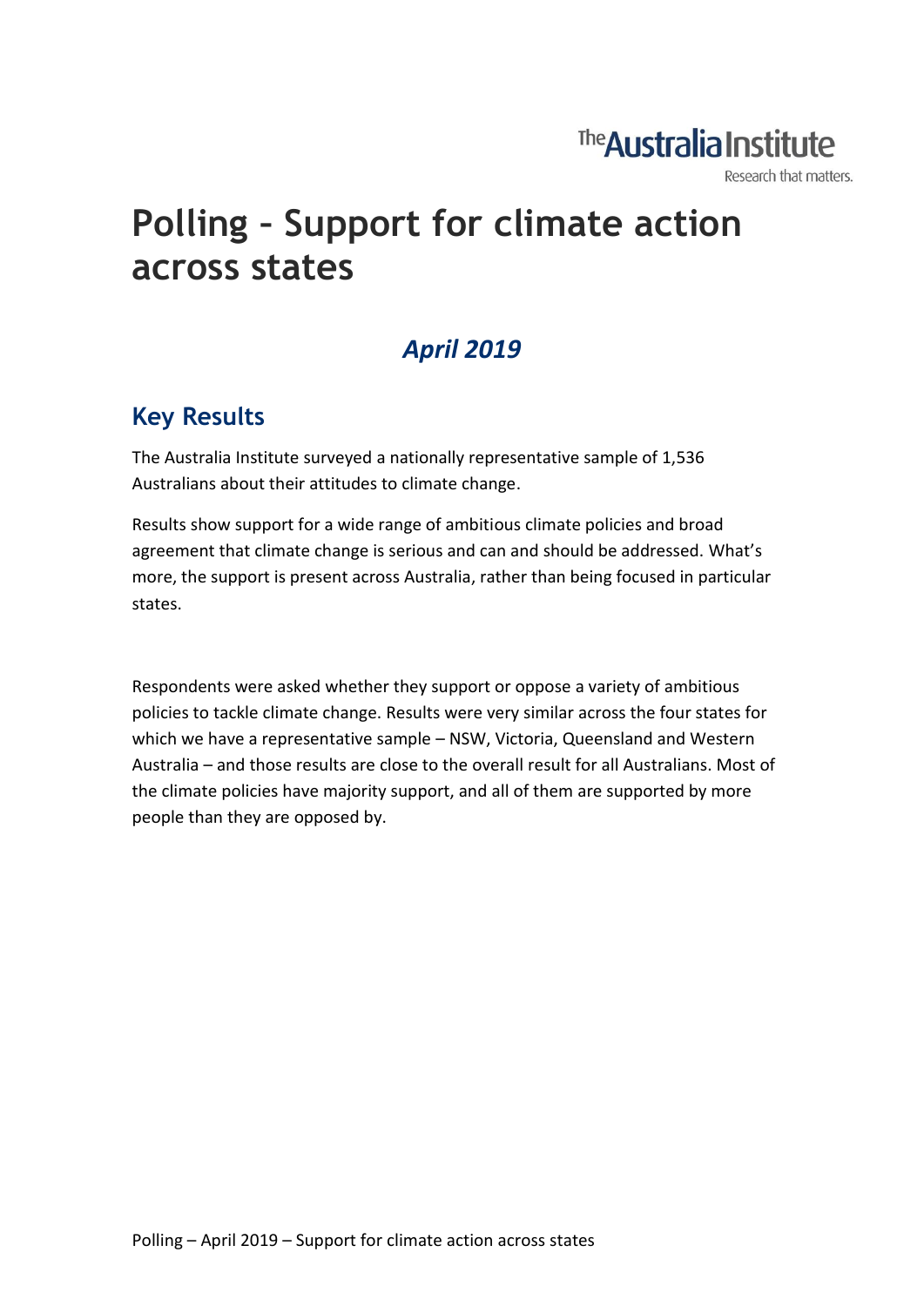The Australia Institute

Research that matters.

# Polling – Support for climate action across states

## *April 2019*

## Key Results

The Australia Institute surveyed a nationally representative sample of 1,536 Australians about their attitudes to climate change.

Results show support for a wide range of ambitious climate policies and broad agreement that climate change is serious and can and should be addressed. What's more, the support is present across Australia, rather than being focused in particular states.

Respondents were asked whether they support or oppose a variety of ambitious policies to tackle climate change. Results were very similar across the four states for which we have a representative sample – NSW, Victoria, Queensland and Western Australia – and those results are close to the overall result for all Australians. Most of the climate policies have majority support, and all of them are supported by more people than they are opposed by.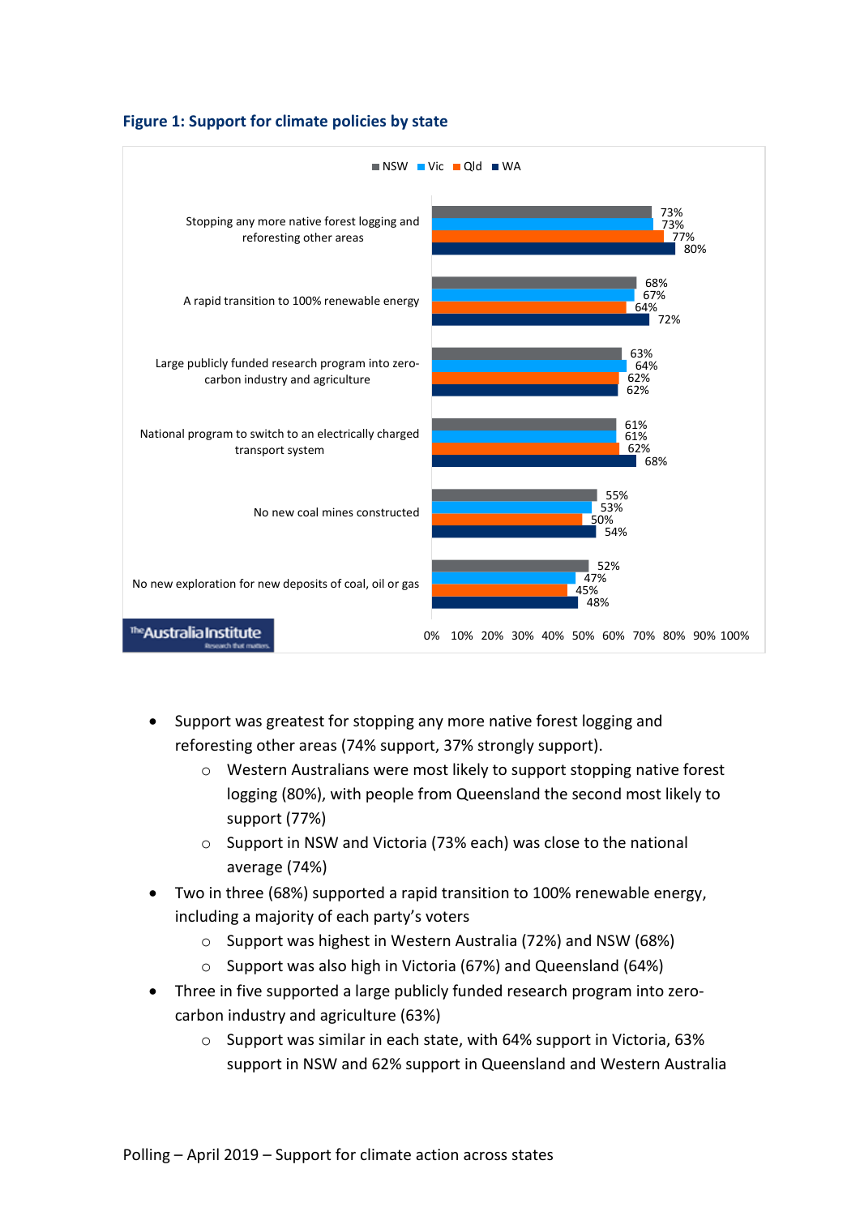**Figure 1: Support for climate policies by state**

| | NSW | Vic | Qld | WA |
|---|---|---|---|---|
| Stopping any more native forest logging and reforesting other areas | 73% | 73% | 77% | 80% |
| A rapid transition to 100% renewable energy | 68% | 67% | 64% | 72% |
| Large publicly funded research program into zero-carbon industry and agriculture | 63% | 64% | 62% | 62% |
| National program to switch to an electrically charged transport system | 61% | 61% | 62% | 68% |
| No new coal mines constructed | 55% | 53% | 50% | 54% |
| No new exploration for new deposits of coal, oil or gas | 52% | 47% | 45% | 48% |

- Support was greatest for stopping any more native forest logging and reforesting other areas (74% support, 37% strongly support).
  - Western Australians were most likely to support stopping native forest logging (80%), with people from Queensland the second most likely to support (77%)
  - Support in NSW and Victoria (73% each) was close to the national average (74%)
- Two in three (68%) supported a rapid transition to 100% renewable energy, including a majority of each party's voters
  - Support was highest in Western Australia (72%) and NSW (68%)
  - Support was also high in Victoria (67%) and Queensland (64%)
- Three in five supported a large publicly funded research program into zero-carbon industry and agriculture (63%)
  - Support was similar in each state, with 64% support in Victoria, 63% support in NSW and 62% support in Queensland and Western Australia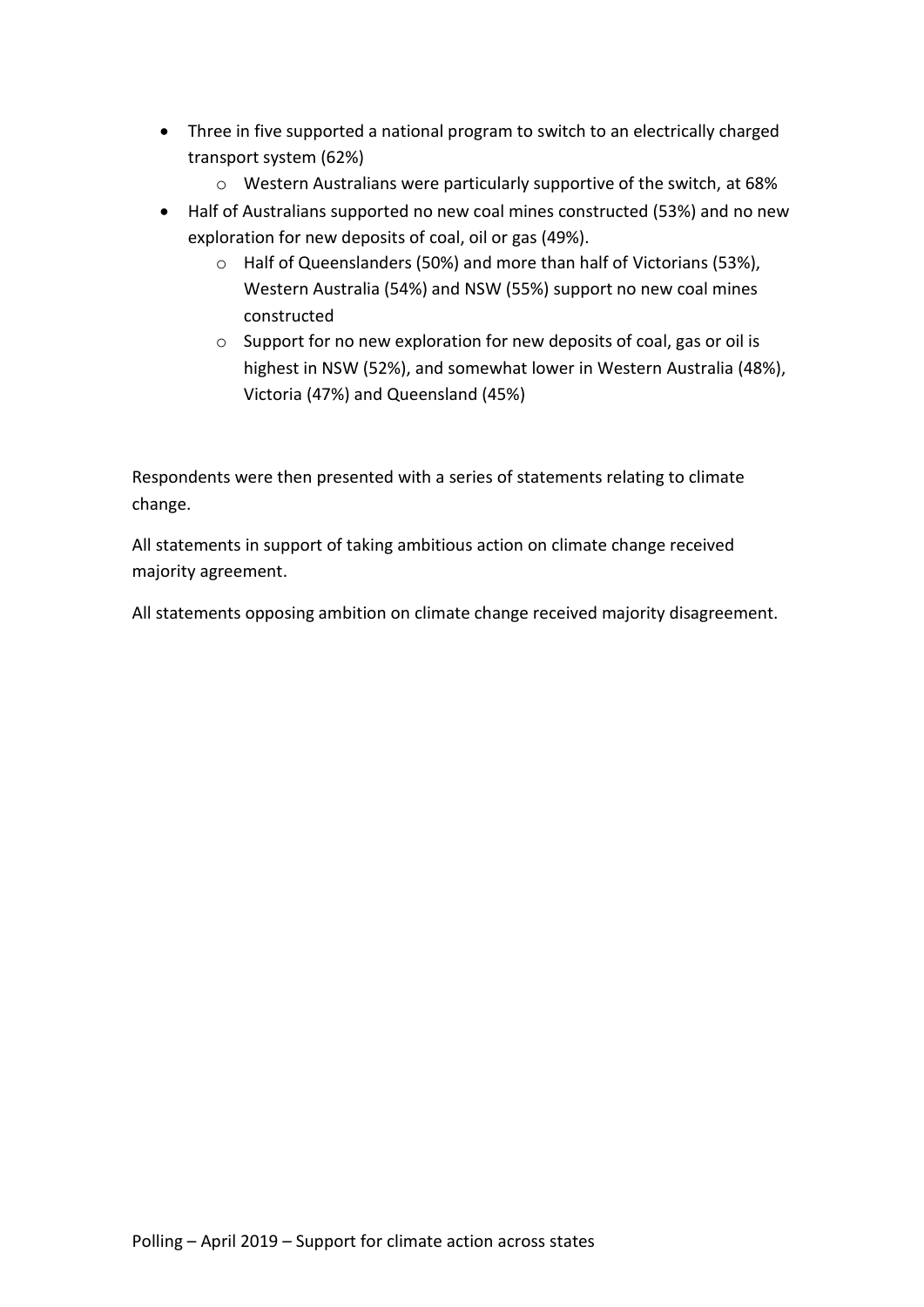- Three in five supported a national program to switch to an electrically charged transport system (62%)
    - Western Australians were particularly supportive of the switch, at 68%
- Half of Australians supported no new coal mines constructed (53%) and no new exploration for new deposits of coal, oil or gas (49%).
    - Half of Queenslanders (50%) and more than half of Victorians (53%), Western Australia (54%) and NSW (55%) support no new coal mines constructed
    - Support for no new exploration for new deposits of coal, gas or oil is highest in NSW (52%), and somewhat lower in Western Australia (48%), Victoria (47%) and Queensland (45%)

Respondents were then presented with a series of statements relating to climate change.

All statements in support of taking ambitious action on climate change received majority agreement.

All statements opposing ambition on climate change received majority disagreement.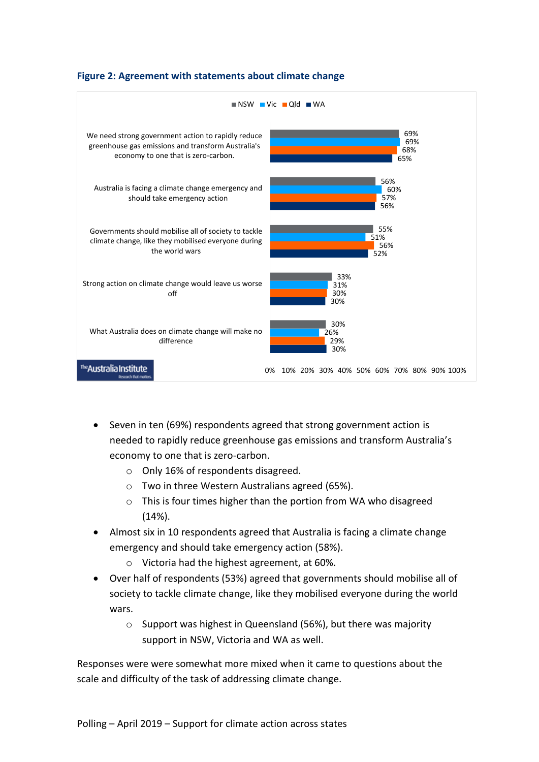### Figure 2: Agreement with statements about climate change

| Statement | NSW | Vic | Qld | WA |
|---|---|---|---|---|
| We need strong government action to rapidly reduce greenhouse gas emissions and transform Australia's economy to one that is zero-carbon. | 69% | 69% | 68% | 65% |
| Australia is facing a climate change emergency and should take emergency action | 56% | 60% | 57% | 56% |
| Governments should mobilise all of society to tackle climate change, like they mobilised everyone during the world wars | 55% | 51% | 56% | 52% |
| Strong action on climate change would leave us worse off | 33% | 31% | 30% | 30% |
| What Australia does on climate change will make no difference | 30% | 26% | 29% | 30% |

- Seven in ten (69%) respondents agreed that strong government action is needed to rapidly reduce greenhouse gas emissions and transform Australia's economy to one that is zero-carbon.
  - Only 16% of respondents disagreed.
  - Two in three Western Australians agreed (65%).
  - This is four times higher than the portion from WA who disagreed (14%).
- Almost six in 10 respondents agreed that Australia is facing a climate change emergency and should take emergency action (58%).
  - Victoria had the highest agreement, at 60%.
- Over half of respondents (53%) agreed that governments should mobilise all of society to tackle climate change, like they mobilised everyone during the world wars.
  - Support was highest in Queensland (56%), but there was majority support in NSW, Victoria and WA as well.

Responses were were somewhat more mixed when it came to questions about the scale and difficulty of the task of addressing climate change.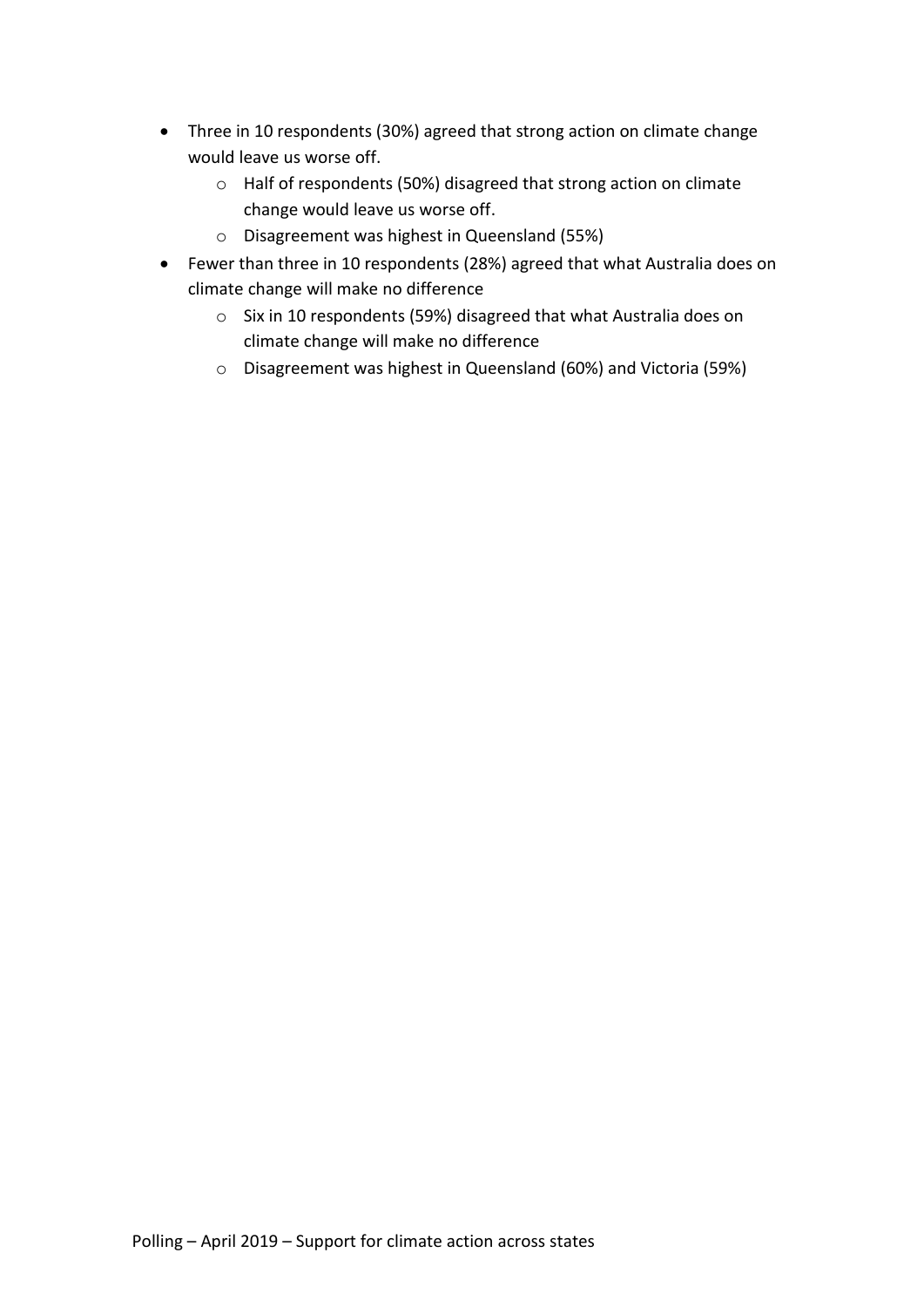- Three in 10 respondents (30%) agreed that strong action on climate change would leave us worse off.
    - Half of respondents (50%) disagreed that strong action on climate change would leave us worse off.
    - Disagreement was highest in Queensland (55%)
- Fewer than three in 10 respondents (28%) agreed that what Australia does on climate change will make no difference
    - Six in 10 respondents (59%) disagreed that what Australia does on climate change will make no difference
    - Disagreement was highest in Queensland (60%) and Victoria (59%)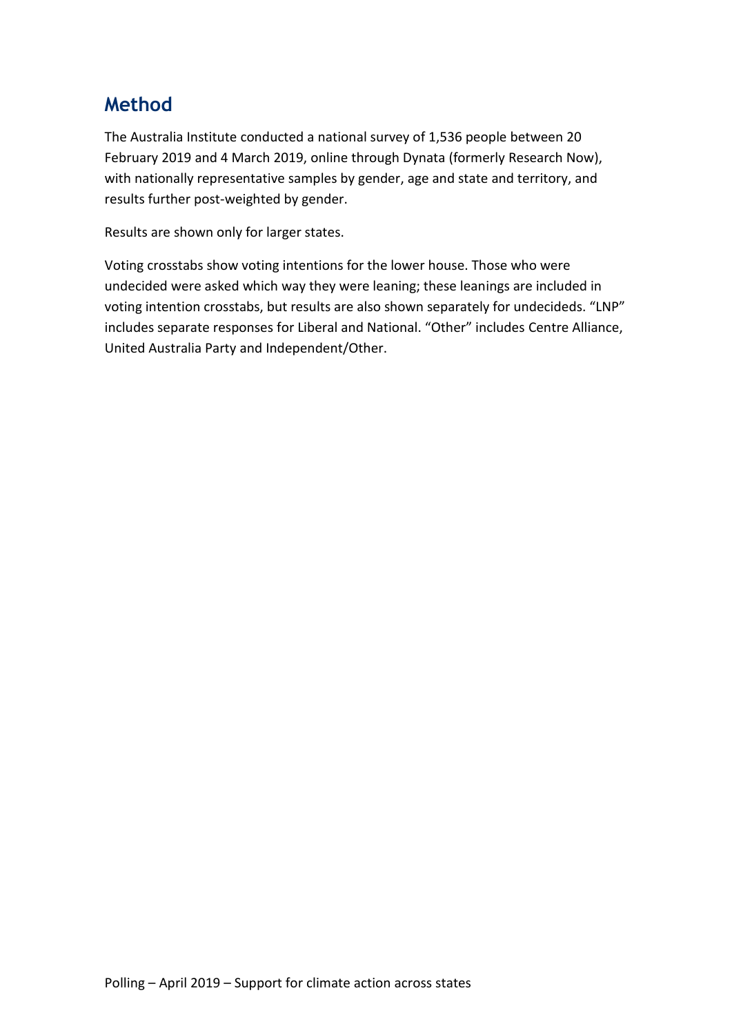## Method

The Australia Institute conducted a national survey of 1,536 people between 20 February 2019 and 4 March 2019, online through Dynata (formerly Research Now), with nationally representative samples by gender, age and state and territory, and results further post-weighted by gender.

Results are shown only for larger states.

Voting crosstabs show voting intentions for the lower house. Those who were undecided were asked which way they were leaning; these leanings are included in voting intention crosstabs, but results are also shown separately for undecideds. "LNP" includes separate responses for Liberal and National. "Other" includes Centre Alliance, United Australia Party and Independent/Other.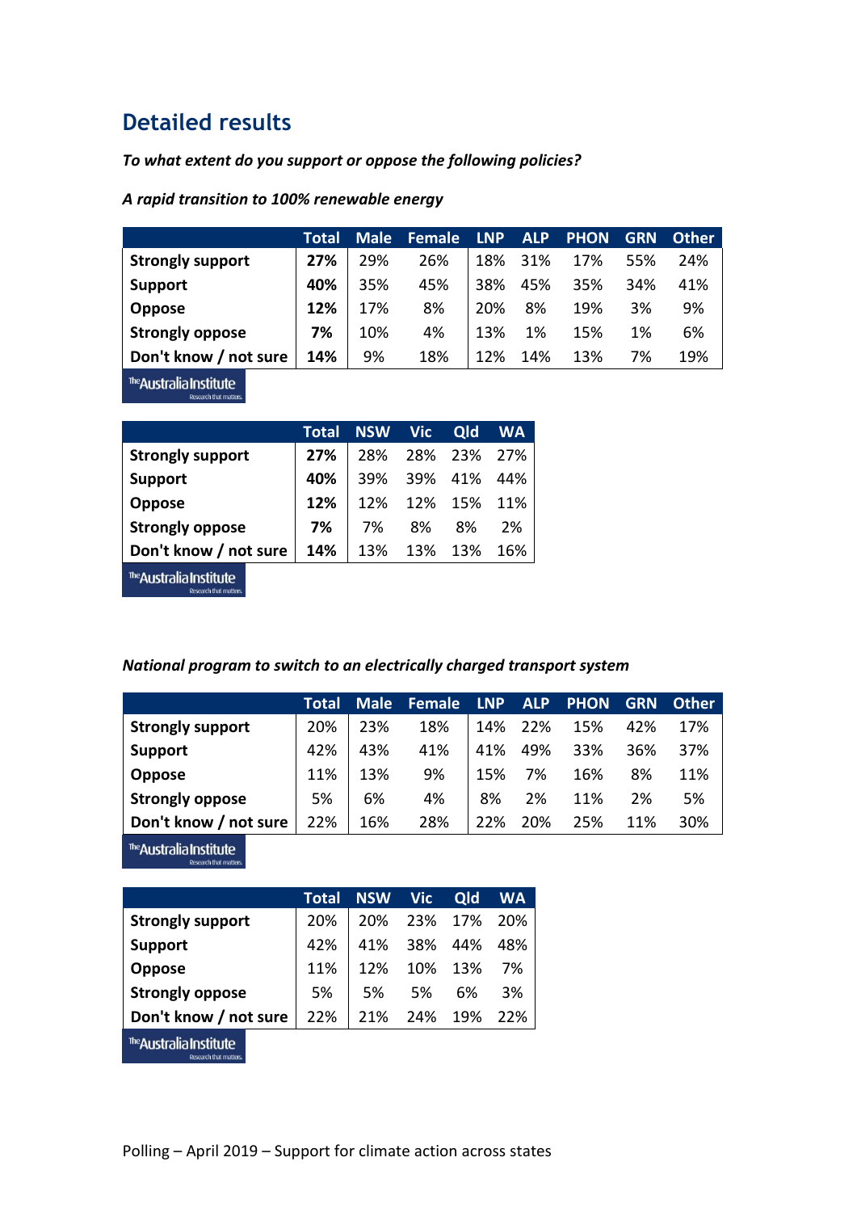## Detailed results

***To what extent do you support or oppose the following policies?***

***A rapid transition to 100% renewable energy***

| | Total | Male | Female | LNP | ALP | PHON | GRN | Other |
|---|---|---|---|---|---|---|---|---|
| **Strongly support** | **27%** | 29% | 26% | 18% | 31% | 17% | 55% | 24% |
| **Support** | **40%** | 35% | 45% | 38% | 45% | 35% | 34% | 41% |
| **Oppose** | **12%** | 17% | 8% | 20% | 8% | 19% | 3% | 9% |
| **Strongly oppose** | **7%** | 10% | 4% | 13% | 1% | 15% | 1% | 6% |
| **Don't know / not sure** | **14%** | 9% | 18% | 12% | 14% | 13% | 7% | 19% |

| | Total | NSW | Vic | Qld | WA |
|---|---|---|---|---|---|
| **Strongly support** | **27%** | 28% | 28% | 23% | 27% |
| **Support** | **40%** | 39% | 39% | 41% | 44% |
| **Oppose** | **12%** | 12% | 12% | 15% | 11% |
| **Strongly oppose** | **7%** | 7% | 8% | 8% | 2% |
| **Don't know / not sure** | **14%** | 13% | 13% | 13% | 16% |

***National program to switch to an electrically charged transport system***

| | Total | Male | Female | LNP | ALP | PHON | GRN | Other |
|---|---|---|---|---|---|---|---|---|
| **Strongly support** | 20% | 23% | 18% | 14% | 22% | 15% | 42% | 17% |
| **Support** | 42% | 43% | 41% | 41% | 49% | 33% | 36% | 37% |
| **Oppose** | 11% | 13% | 9% | 15% | 7% | 16% | 8% | 11% |
| **Strongly oppose** | 5% | 6% | 4% | 8% | 2% | 11% | 2% | 5% |
| **Don't know / not sure** | 22% | 16% | 28% | 22% | 20% | 25% | 11% | 30% |

| | Total | NSW | Vic | Qld | WA |
|---|---|---|---|---|---|
| **Strongly support** | 20% | 20% | 23% | 17% | 20% |
| **Support** | 42% | 41% | 38% | 44% | 48% |
| **Oppose** | 11% | 12% | 10% | 13% | 7% |
| **Strongly oppose** | 5% | 5% | 5% | 6% | 3% |
| **Don't know / not sure** | 22% | 21% | 24% | 19% | 22% |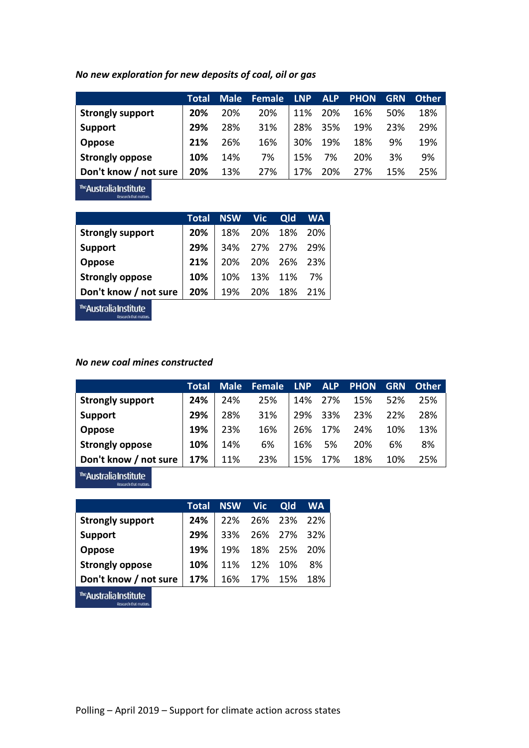*No new exploration for new deposits of coal, oil or gas*

| | Total | Male | Female | LNP | ALP | PHON | GRN | Other |
|---|---|---|---|---|---|---|---|---|
| **Strongly support** | **20%** | 20% | 20% | 11% | 20% | 16% | 50% | 18% |
| **Support** | **29%** | 28% | 31% | 28% | 35% | 19% | 23% | 29% |
| **Oppose** | **21%** | 26% | 16% | 30% | 19% | 18% | 9% | 19% |
| **Strongly oppose** | **10%** | 14% | 7% | 15% | 7% | 20% | 3% | 9% |
| **Don't know / not sure** | **20%** | 13% | 27% | 17% | 20% | 27% | 15% | 25% |

| | Total | NSW | Vic | Qld | WA |
|---|---|---|---|---|---|
| **Strongly support** | **20%** | 18% | 20% | 18% | 20% |
| **Support** | **29%** | 34% | 27% | 27% | 29% |
| **Oppose** | **21%** | 20% | 20% | 26% | 23% |
| **Strongly oppose** | **10%** | 10% | 13% | 11% | 7% |
| **Don't know / not sure** | **20%** | 19% | 20% | 18% | 21% |

*No new coal mines constructed*

| | Total | Male | Female | LNP | ALP | PHON | GRN | Other |
|---|---|---|---|---|---|---|---|---|
| **Strongly support** | **24%** | 24% | 25% | 14% | 27% | 15% | 52% | 25% |
| **Support** | **29%** | 28% | 31% | 29% | 33% | 23% | 22% | 28% |
| **Oppose** | **19%** | 23% | 16% | 26% | 17% | 24% | 10% | 13% |
| **Strongly oppose** | **10%** | 14% | 6% | 16% | 5% | 20% | 6% | 8% |
| **Don't know / not sure** | **17%** | 11% | 23% | 15% | 17% | 18% | 10% | 25% |

| | Total | NSW | Vic | Qld | WA |
|---|---|---|---|---|---|
| **Strongly support** | **24%** | 22% | 26% | 23% | 22% |
| **Support** | **29%** | 33% | 26% | 27% | 32% |
| **Oppose** | **19%** | 19% | 18% | 25% | 20% |
| **Strongly oppose** | **10%** | 11% | 12% | 10% | 8% |
| **Don't know / not sure** | **17%** | 16% | 17% | 15% | 18% |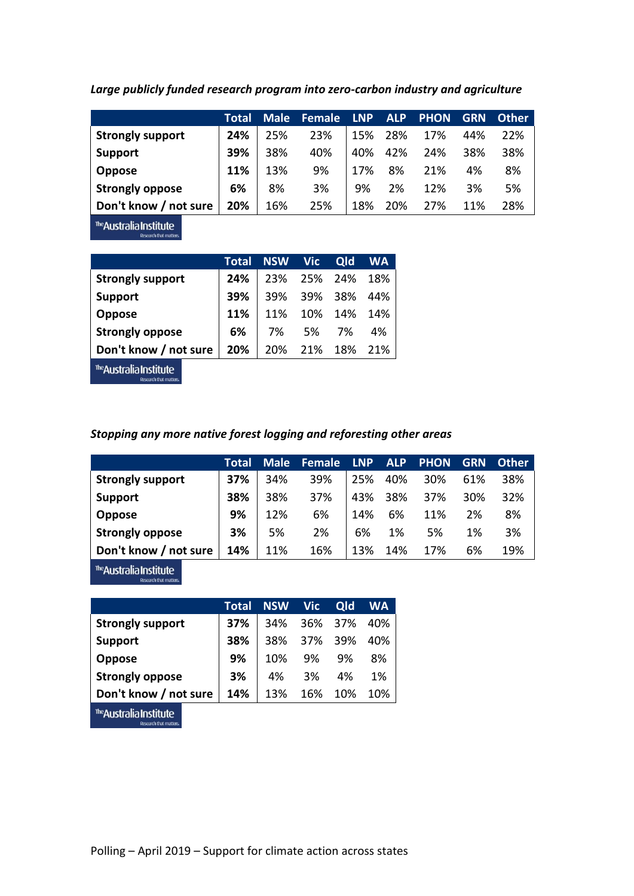*Large publicly funded research program into zero-carbon industry and agriculture*

| | Total | Male | Female | LNP | ALP | PHON | GRN | Other |
|---|---|---|---|---|---|---|---|---|
| **Strongly support** | **24%** | 25% | 23% | 15% | 28% | 17% | 44% | 22% |
| **Support** | **39%** | 38% | 40% | 40% | 42% | 24% | 38% | 38% |
| **Oppose** | **11%** | 13% | 9% | 17% | 8% | 21% | 4% | 8% |
| **Strongly oppose** | **6%** | 8% | 3% | 9% | 2% | 12% | 3% | 5% |
| **Don't know / not sure** | **20%** | 16% | 25% | 18% | 20% | 27% | 11% | 28% |

The Australia Institute – Research that matters.

| | Total | NSW | Vic | Qld | WA |
|---|---|---|---|---|---|
| **Strongly support** | **24%** | 23% | 25% | 24% | 18% |
| **Support** | **39%** | 39% | 39% | 38% | 44% |
| **Oppose** | **11%** | 11% | 10% | 14% | 14% |
| **Strongly oppose** | **6%** | 7% | 5% | 7% | 4% |
| **Don't know / not sure** | **20%** | 20% | 21% | 18% | 21% |

The Australia Institute – Research that matters.

*Stopping any more native forest logging and reforesting other areas*

| | Total | Male | Female | LNP | ALP | PHON | GRN | Other |
|---|---|---|---|---|---|---|---|---|
| **Strongly support** | **37%** | 34% | 39% | 25% | 40% | 30% | 61% | 38% |
| **Support** | **38%** | 38% | 37% | 43% | 38% | 37% | 30% | 32% |
| **Oppose** | **9%** | 12% | 6% | 14% | 6% | 11% | 2% | 8% |
| **Strongly oppose** | **3%** | 5% | 2% | 6% | 1% | 5% | 1% | 3% |
| **Don't know / not sure** | **14%** | 11% | 16% | 13% | 14% | 17% | 6% | 19% |

The Australia Institute – Research that matters.

| | Total | NSW | Vic | Qld | WA |
|---|---|---|---|---|---|
| **Strongly support** | **37%** | 34% | 36% | 37% | 40% |
| **Support** | **38%** | 38% | 37% | 39% | 40% |
| **Oppose** | **9%** | 10% | 9% | 9% | 8% |
| **Strongly oppose** | **3%** | 4% | 3% | 4% | 1% |
| **Don't know / not sure** | **14%** | 13% | 16% | 10% | 10% |

The Australia Institute – Research that matters.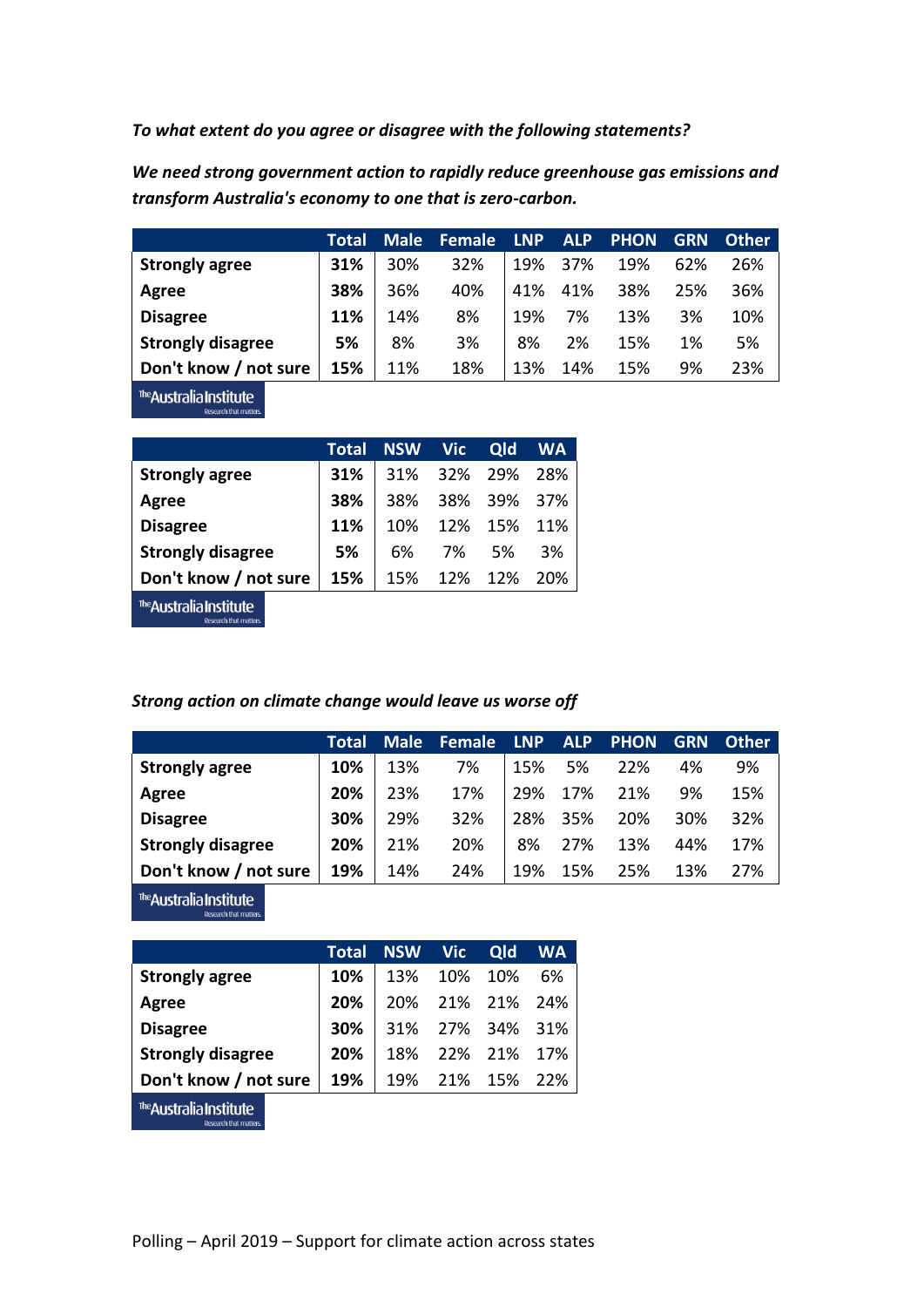*To what extent do you agree or disagree with the following statements?*

***We need strong government action to rapidly reduce greenhouse gas emissions and transform Australia's economy to one that is zero-carbon.***

| | Total | Male | Female | LNP | ALP | PHON | GRN | Other |
|---|---|---|---|---|---|---|---|---|
| **Strongly agree** | **31%** | 30% | 32% | 19% | 37% | 19% | 62% | 26% |
| **Agree** | **38%** | 36% | 40% | 41% | 41% | 38% | 25% | 36% |
| **Disagree** | **11%** | 14% | 8% | 19% | 7% | 13% | 3% | 10% |
| **Strongly disagree** | **5%** | 8% | 3% | 8% | 2% | 15% | 1% | 5% |
| **Don't know / not sure** | **15%** | 11% | 18% | 13% | 14% | 15% | 9% | 23% |

| | Total | NSW | Vic | Qld | WA |
|---|---|---|---|---|---|
| **Strongly agree** | **31%** | 31% | 32% | 29% | 28% |
| **Agree** | **38%** | 38% | 38% | 39% | 37% |
| **Disagree** | **11%** | 10% | 12% | 15% | 11% |
| **Strongly disagree** | **5%** | 6% | 7% | 5% | 3% |
| **Don't know / not sure** | **15%** | 15% | 12% | 12% | 20% |

***Strong action on climate change would leave us worse off***

| | Total | Male | Female | LNP | ALP | PHON | GRN | Other |
|---|---|---|---|---|---|---|---|---|
| **Strongly agree** | **10%** | 13% | 7% | 15% | 5% | 22% | 4% | 9% |
| **Agree** | **20%** | 23% | 17% | 29% | 17% | 21% | 9% | 15% |
| **Disagree** | **30%** | 29% | 32% | 28% | 35% | 20% | 30% | 32% |
| **Strongly disagree** | **20%** | 21% | 20% | 8% | 27% | 13% | 44% | 17% |
| **Don't know / not sure** | **19%** | 14% | 24% | 19% | 15% | 25% | 13% | 27% |

| | Total | NSW | Vic | Qld | WA |
|---|---|---|---|---|---|
| **Strongly agree** | **10%** | 13% | 10% | 10% | 6% |
| **Agree** | **20%** | 20% | 21% | 21% | 24% |
| **Disagree** | **30%** | 31% | 27% | 34% | 31% |
| **Strongly disagree** | **20%** | 18% | 22% | 21% | 17% |
| **Don't know / not sure** | **19%** | 19% | 21% | 15% | 22% |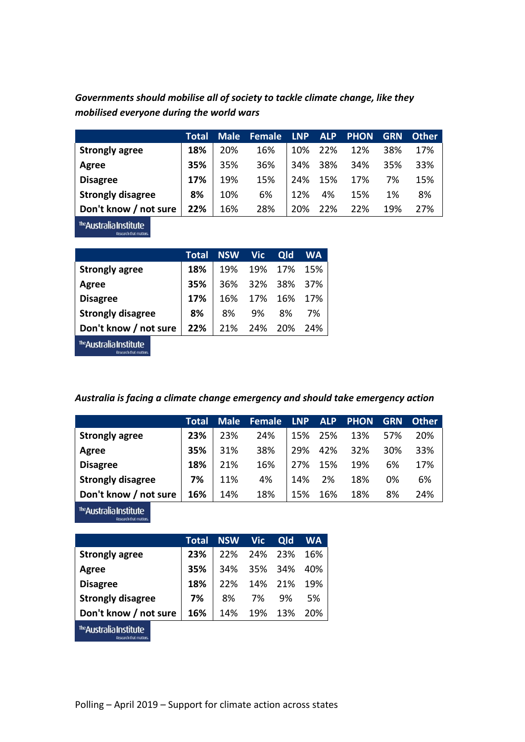*Governments should mobilise all of society to tackle climate change, like they mobilised everyone during the world wars*

| | Total | Male | Female | LNP | ALP | PHON | GRN | Other |
|---|---|---|---|---|---|---|---|---|
| **Strongly agree** | **18%** | 20% | 16% | 10% | 22% | 12% | 38% | 17% |
| **Agree** | **35%** | 35% | 36% | 34% | 38% | 34% | 35% | 33% |
| **Disagree** | **17%** | 19% | 15% | 24% | 15% | 17% | 7% | 15% |
| **Strongly disagree** | **8%** | 10% | 6% | 12% | 4% | 15% | 1% | 8% |
| **Don't know / not sure** | **22%** | 16% | 28% | 20% | 22% | 22% | 19% | 27% |

| | Total | NSW | Vic | Qld | WA |
|---|---|---|---|---|---|
| **Strongly agree** | **18%** | 19% | 19% | 17% | 15% |
| **Agree** | **35%** | 36% | 32% | 38% | 37% |
| **Disagree** | **17%** | 16% | 17% | 16% | 17% |
| **Strongly disagree** | **8%** | 8% | 9% | 8% | 7% |
| **Don't know / not sure** | **22%** | 21% | 24% | 20% | 24% |

*Australia is facing a climate change emergency and should take emergency action*

| | Total | Male | Female | LNP | ALP | PHON | GRN | Other |
|---|---|---|---|---|---|---|---|---|
| **Strongly agree** | **23%** | 23% | 24% | 15% | 25% | 13% | 57% | 20% |
| **Agree** | **35%** | 31% | 38% | 29% | 42% | 32% | 30% | 33% |
| **Disagree** | **18%** | 21% | 16% | 27% | 15% | 19% | 6% | 17% |
| **Strongly disagree** | **7%** | 11% | 4% | 14% | 2% | 18% | 0% | 6% |
| **Don't know / not sure** | **16%** | 14% | 18% | 15% | 16% | 18% | 8% | 24% |

| | Total | NSW | Vic | Qld | WA |
|---|---|---|---|---|---|
| **Strongly agree** | **23%** | 22% | 24% | 23% | 16% |
| **Agree** | **35%** | 34% | 35% | 34% | 40% |
| **Disagree** | **18%** | 22% | 14% | 21% | 19% |
| **Strongly disagree** | **7%** | 8% | 7% | 9% | 5% |
| **Don't know / not sure** | **16%** | 14% | 19% | 13% | 20% |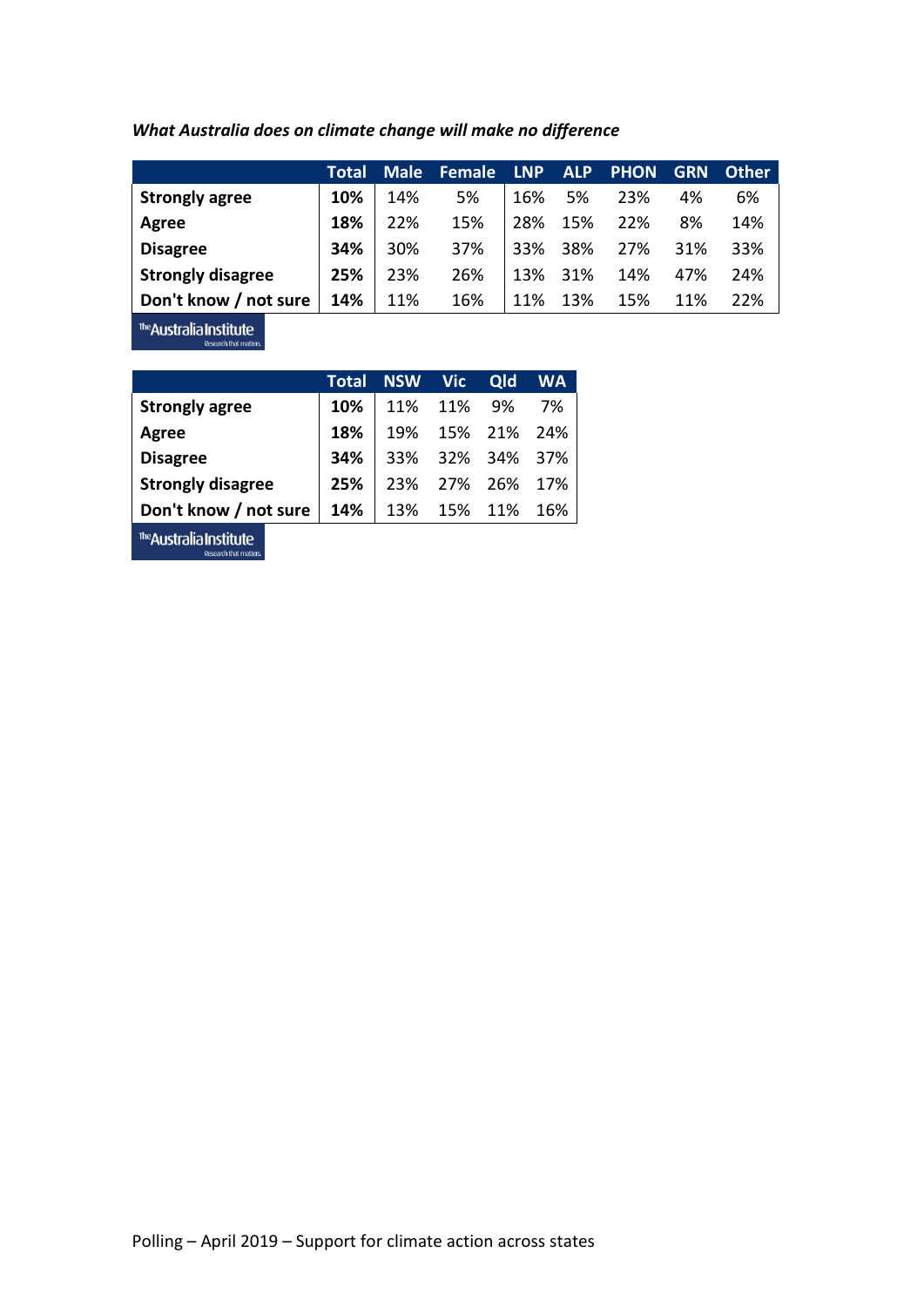*What Australia does on climate change will make no difference*

| | Total | Male | Female | LNP | ALP | PHON | GRN | Other |
|---|---|---|---|---|---|---|---|---|
| **Strongly agree** | **10%** | 14% | 5% | 16% | 5% | 23% | 4% | 6% |
| **Agree** | **18%** | 22% | 15% | 28% | 15% | 22% | 8% | 14% |
| **Disagree** | **34%** | 30% | 37% | 33% | 38% | 27% | 31% | 33% |
| **Strongly disagree** | **25%** | 23% | 26% | 13% | 31% | 14% | 47% | 24% |
| **Don't know / not sure** | **14%** | 11% | 16% | 11% | 13% | 15% | 11% | 22% |

The Australia Institute
Research that matters.

| | Total | NSW | Vic | Qld | WA |
|---|---|---|---|---|---|
| **Strongly agree** | **10%** | 11% | 11% | 9% | 7% |
| **Agree** | **18%** | 19% | 15% | 21% | 24% |
| **Disagree** | **34%** | 33% | 32% | 34% | 37% |
| **Strongly disagree** | **25%** | 23% | 27% | 26% | 17% |
| **Don't know / not sure** | **14%** | 13% | 15% | 11% | 16% |

The Australia Institute
Research that matters.